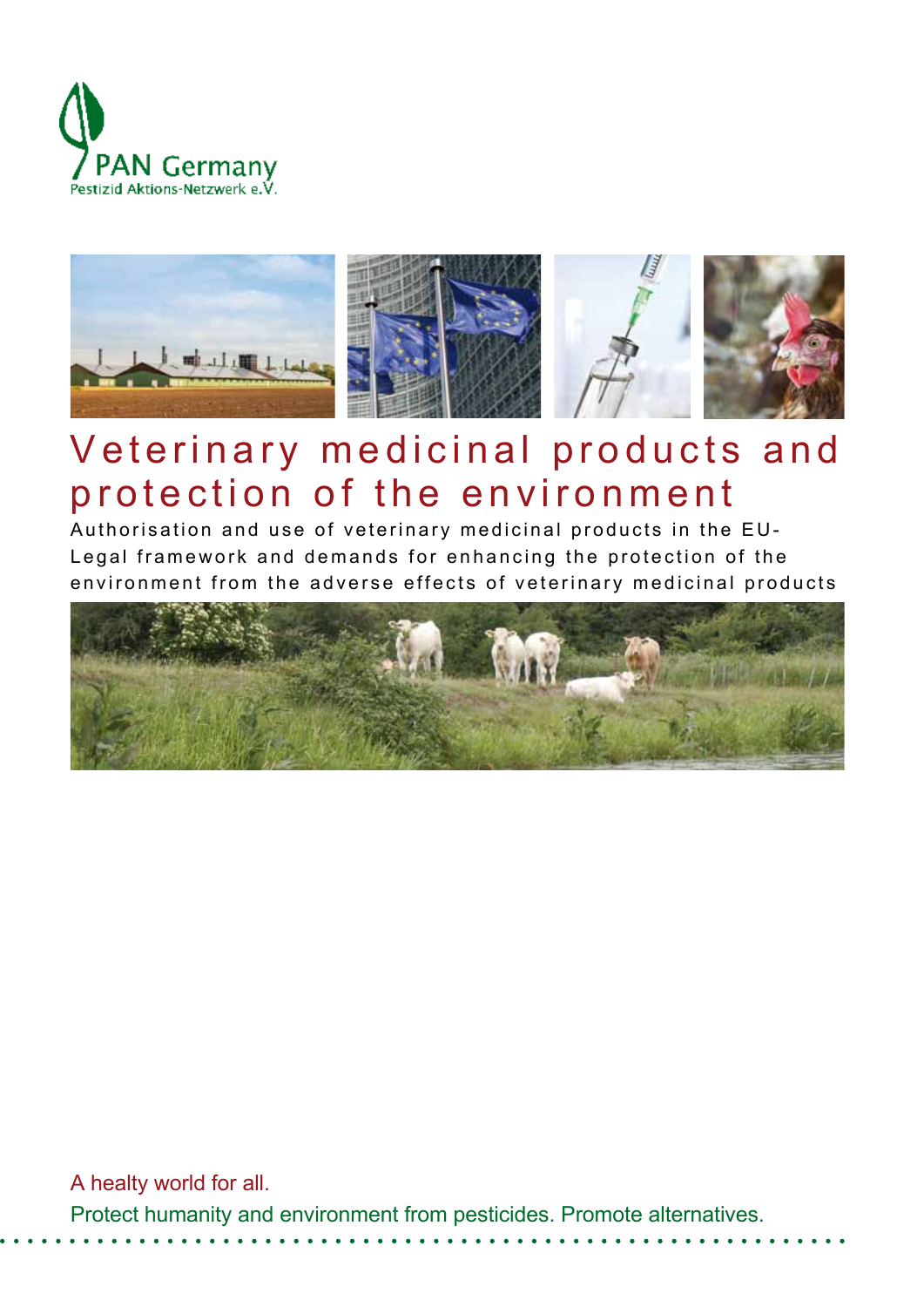PAN Germany
Pestizid Aktions-Netzwerk e.V.

# Veterinary medicinal products and protection of the environment

Authorisation and use of veterinary medicinal products in the EU-Legal framework and demands for enhancing the protection of the environment from the adverse effects of veterinary medicinal products

A healty world for all.

Protect humanity and environment from pesticides. Promote alternatives.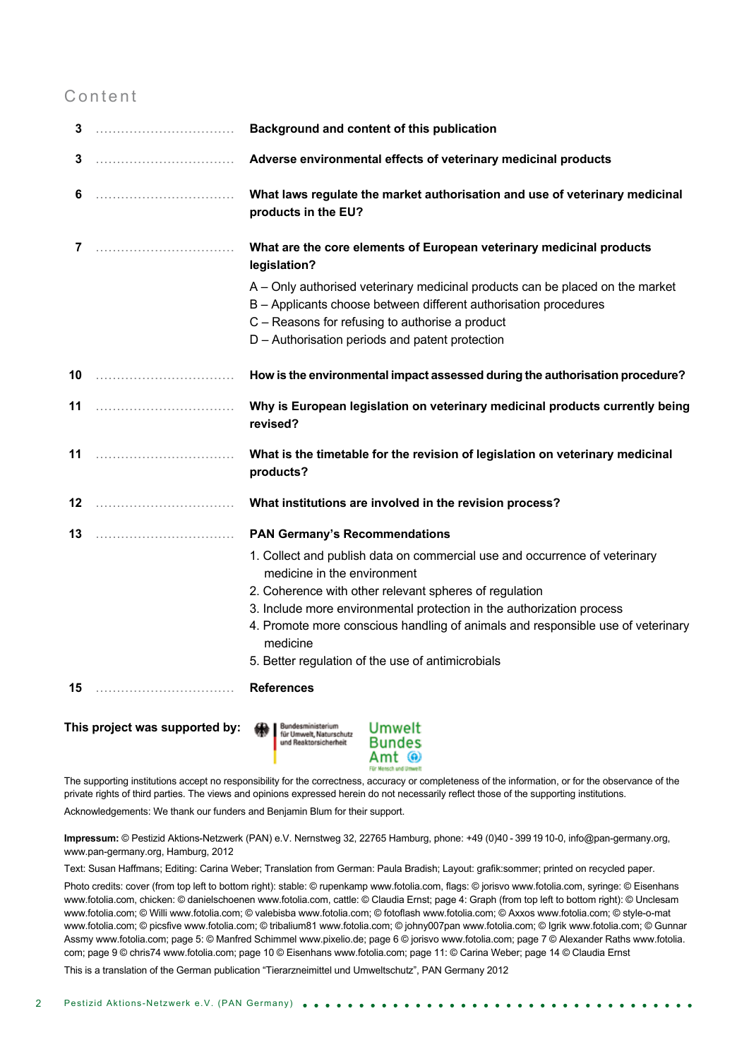## Content

| | |
|---|---|
| 3 | **Background and content of this publication** |
| 3 | **Adverse environmental effects of veterinary medicinal products** |
| 6 | **What laws regulate the market authorisation and use of veterinary medicinal products in the EU?** |
| 7 | **What are the core elements of European veterinary medicinal products legislation?**<br>A – Only authorised veterinary medicinal products can be placed on the market<br>B – Applicants choose between different authorisation procedures<br>C – Reasons for refusing to authorise a product<br>D – Authorisation periods and patent protection |
| 10 | **How is the environmental impact assessed during the authorisation procedure?** |
| 11 | **Why is European legislation on veterinary medicinal products currently being revised?** |
| 11 | **What is the timetable for the revision of legislation on veterinary medicinal products?** |
| 12 | **What institutions are involved in the revision process?** |
| 13 | **PAN Germany's Recommendations**<br>1. Collect and publish data on commercial use and occurrence of veterinary medicine in the environment<br>2. Coherence with other relevant spheres of regulation<br>3. Include more environmental protection in the authorization process<br>4. Promote more conscious handling of animals and responsible use of veterinary medicine<br>5. Better regulation of the use of antimicrobials |
| 15 | **References** |

**This project was supported by:** Bundesministerium für Umwelt, Naturschutz und Reaktorsicherheit; Umwelt Bundes Amt – Für Mensch und Umwelt

The supporting institutions accept no responsibility for the correctness, accuracy or completeness of the information, or for the observance of the private rights of third parties. The views and opinions expressed herein do not necessarily reflect those of the supporting institutions.

Acknowledgements: We thank our funders and Benjamin Blum for their support.

**Impressum:** © Pestizid Aktions-Netzwerk (PAN) e.V. Nernstweg 32, 22765 Hamburg, phone: +49 (0)40 - 399 19 10-0, info@pan-germany.org, www.pan-germany.org, Hamburg, 2012

Text: Susan Haffmans; Editing: Carina Weber; Translation from German: Paula Bradish; Layout: grafik:sommer; printed on recycled paper.

Photo credits: cover (from top left to bottom right): stable: © rupenkamp www.fotolia.com, flags: © jorisvo www.fotolia.com, syringe: © Eisenhans www.fotolia.com, chicken: © danielschoenen www.fotolia.com, cattle: © Claudia Ernst; page 4: Graph (from top left to bottom right): © Unclesam www.fotolia.com; © Willi www.fotolia.com; © valebisba www.fotolia.com; © fotoflash www.fotolia.com; © Axxos www.fotolia.com; © style-o-mat www.fotolia.com; © picsfive www.fotolia.com; © tribalium81 www.fotolia.com; © johny007pan www.fotolia.com; © Igrik www.fotolia.com; © Gunnar Assmy www.fotolia.com; page 5: © Manfred Schimmel www.pixelio.de; page 6 © jorisvo www.fotolia.com; page 7 © Alexander Raths www.fotolia.com; page 9 © chris74 www.fotolia.com; page 10 © Eisenhans www.fotolia.com; page 11: © Carina Weber; page 14 © Claudia Ernst

This is a translation of the German publication "Tierarzneimittel und Umweltschutz", PAN Germany 2012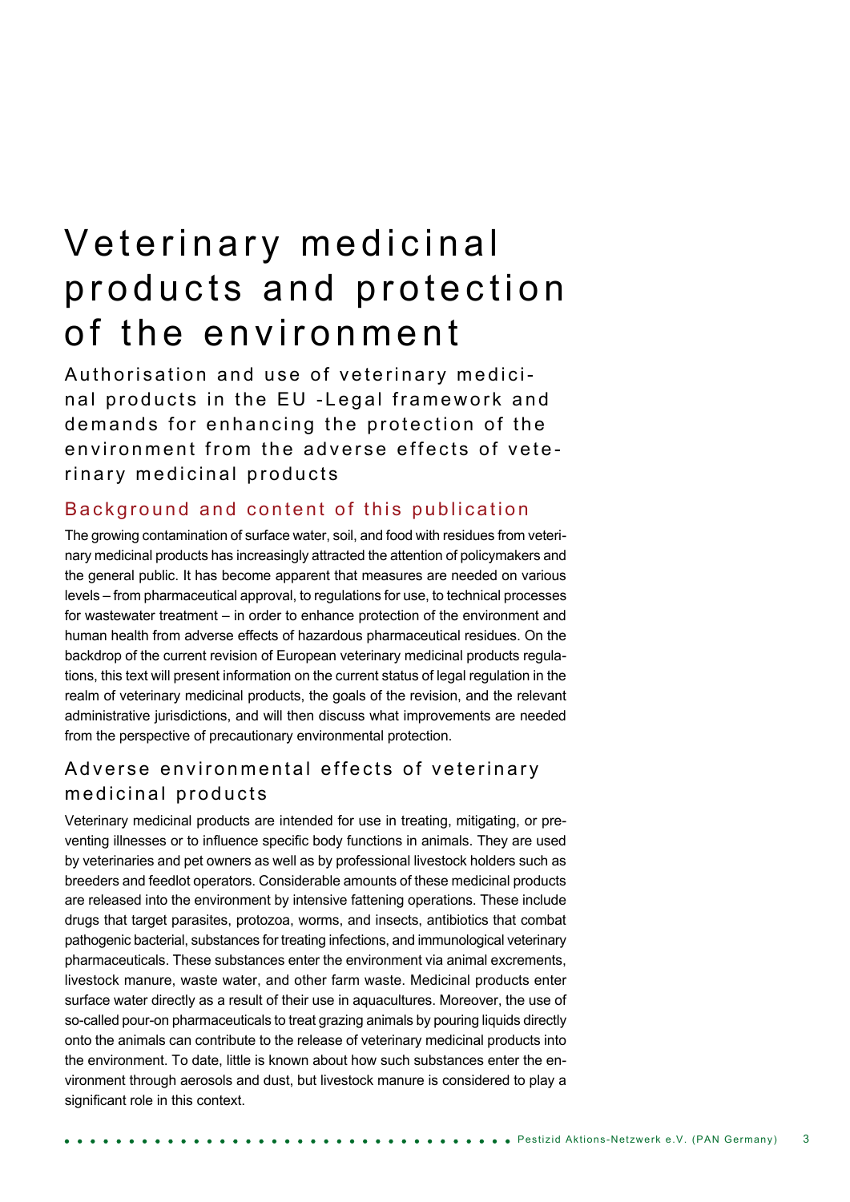# Veterinary medicinal products and protection of the environment

Authorisation and use of veterinary medicinal products in the EU -Legal framework and demands for enhancing the protection of the environment from the adverse effects of veterinary medicinal products

## Background and content of this publication

The growing contamination of surface water, soil, and food with residues from veterinary medicinal products has increasingly attracted the attention of policymakers and the general public. It has become apparent that measures are needed on various levels – from pharmaceutical approval, to regulations for use, to technical processes for wastewater treatment – in order to enhance protection of the environment and human health from adverse effects of hazardous pharmaceutical residues. On the backdrop of the current revision of European veterinary medicinal products regulations, this text will present information on the current status of legal regulation in the realm of veterinary medicinal products, the goals of the revision, and the relevant administrative jurisdictions, and will then discuss what improvements are needed from the perspective of precautionary environmental protection.

## Adverse environmental effects of veterinary medicinal products

Veterinary medicinal products are intended for use in treating, mitigating, or preventing illnesses or to influence specific body functions in animals. They are used by veterinaries and pet owners as well as by professional livestock holders such as breeders and feedlot operators. Considerable amounts of these medicinal products are released into the environment by intensive fattening operations. These include drugs that target parasites, protozoa, worms, and insects, antibiotics that combat pathogenic bacterial, substances for treating infections, and immunological veterinary pharmaceuticals. These substances enter the environment via animal excrements, livestock manure, waste water, and other farm waste. Medicinal products enter surface water directly as a result of their use in aquacultures. Moreover, the use of so-called pour-on pharmaceuticals to treat grazing animals by pouring liquids directly onto the animals can contribute to the release of veterinary medicinal products into the environment. To date, little is known about how such substances enter the environment through aerosols and dust, but livestock manure is considered to play a significant role in this context.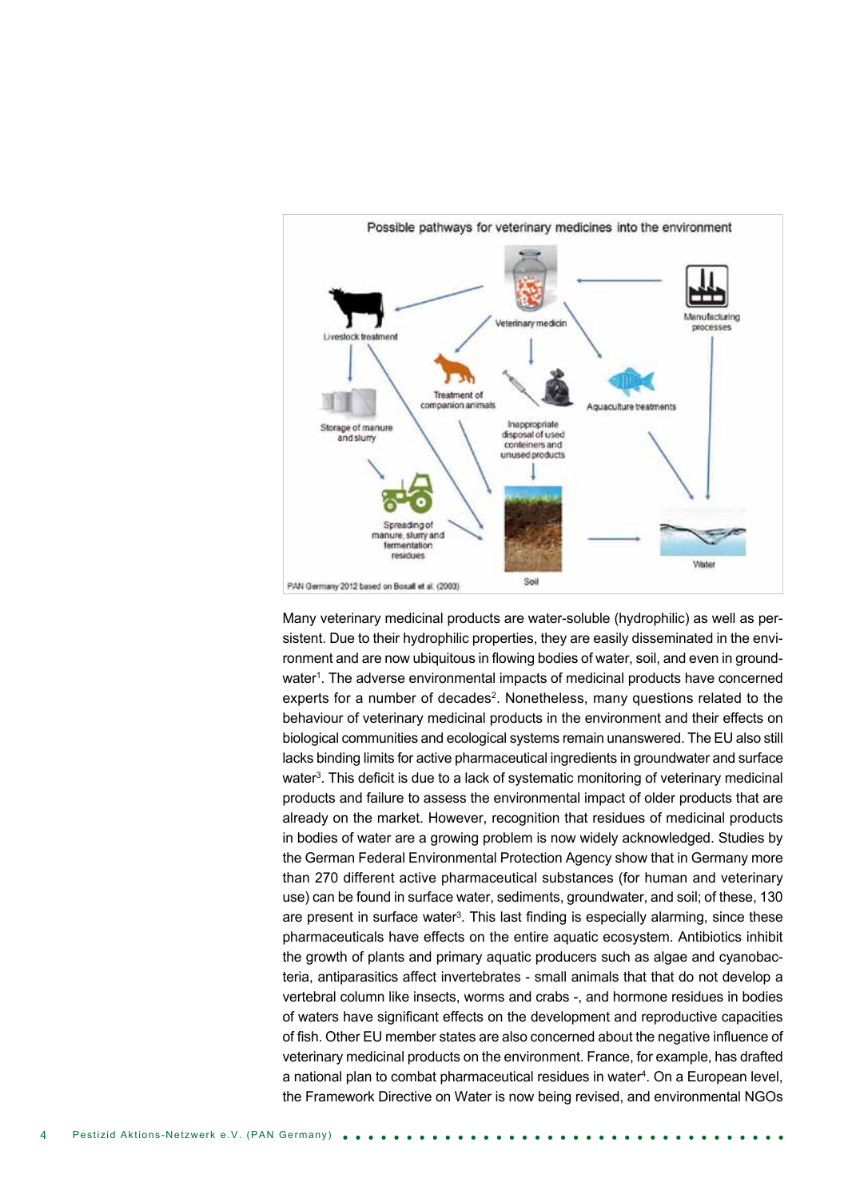Possible pathways for veterinary medicines into the environment

Livestock treatment

Veterinary medicin

Manufacturing processes

Treatment of companion animals

Storage of manure and slurry

Inappropriate disposal of used conteiners and unused products

Aquaculture treatments

Spreading of manure, slurry and fermentation residues

Soil

Water

PAN Germany 2012 based on Boxall et al. (2003)

Many veterinary medicinal products are water-soluble (hydrophilic) as well as persistent. Due to their hydrophilic properties, they are easily disseminated in the environment and are now ubiquitous in flowing bodies of water, soil, and even in groundwater[1]. The adverse environmental impacts of medicinal products have concerned experts for a number of decades[2]. Nonetheless, many questions related to the behaviour of veterinary medicinal products in the environment and their effects on biological communities and ecological systems remain unanswered. The EU also still lacks binding limits for active pharmaceutical ingredients in groundwater and surface water[3]. This deficit is due to a lack of systematic monitoring of veterinary medicinal products and failure to assess the environmental impact of older products that are already on the market. However, recognition that residues of medicinal products in bodies of water are a growing problem is now widely acknowledged. Studies by the German Federal Environmental Protection Agency show that in Germany more than 270 different active pharmaceutical substances (for human and veterinary use) can be found in surface water, sediments, groundwater, and soil; of these, 130 are present in surface water[3]. This last finding is especially alarming, since these pharmaceuticals have effects on the entire aquatic ecosystem. Antibiotics inhibit the growth of plants and primary aquatic producers such as algae and cyanobacteria, antiparasitics affect invertebrates - small animals that that do not develop a vertebral column like insects, worms and crabs -, and hormone residues in bodies of waters have significant effects on the development and reproductive capacities of fish. Other EU member states are also concerned about the negative influence of veterinary medicinal products on the environment. France, for example, has drafted a national plan to combat pharmaceutical residues in water[4]. On a European level, the Framework Directive on Water is now being revised, and environmental NGOs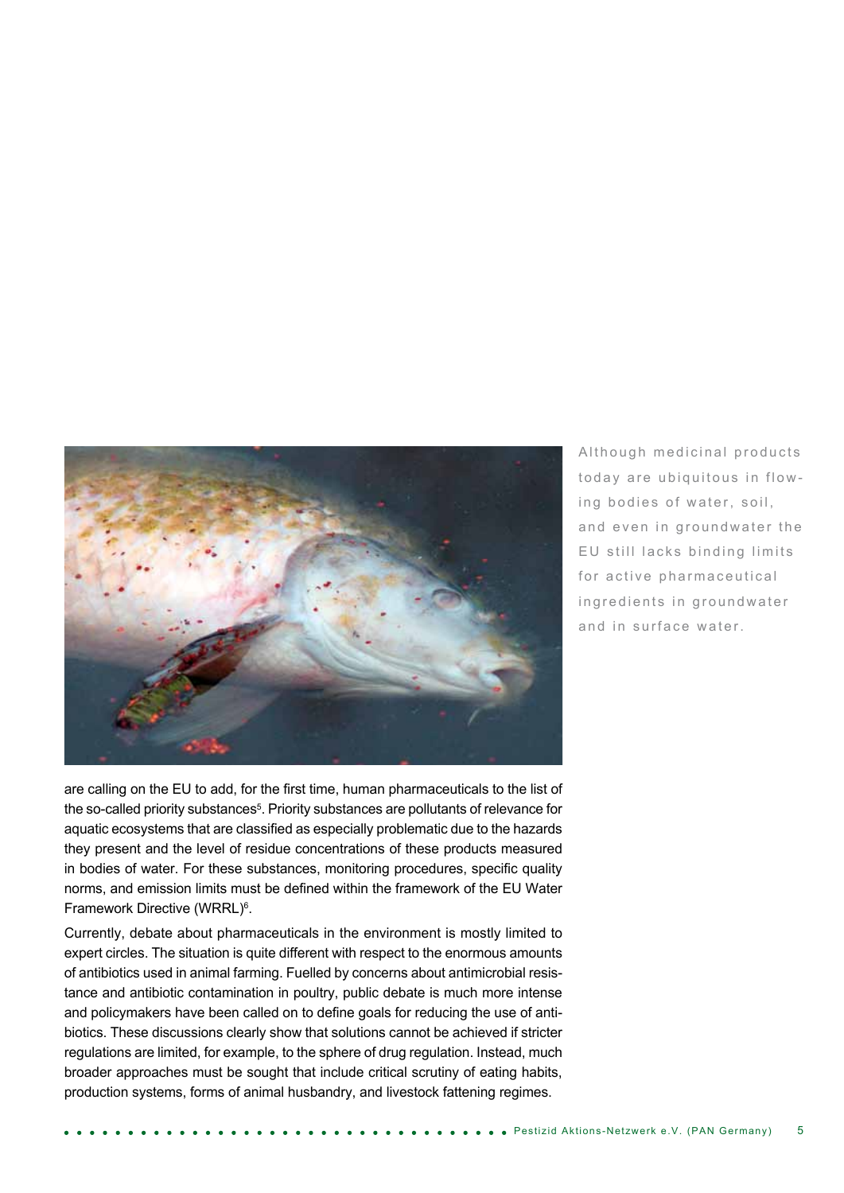Although medicinal products today are ubiquitous in flowing bodies of water, soil, and even in groundwater the EU still lacks binding limits for active pharmaceutical ingredients in groundwater and in surface water.

are calling on the EU to add, for the first time, human pharmaceuticals to the list of the so-called priority substances[5]. Priority substances are pollutants of relevance for aquatic ecosystems that are classified as especially problematic due to the hazards they present and the level of residue concentrations of these products measured in bodies of water. For these substances, monitoring procedures, specific quality norms, and emission limits must be defined within the framework of the EU Water Framework Directive (WRRL)[6].

Currently, debate about pharmaceuticals in the environment is mostly limited to expert circles. The situation is quite different with respect to the enormous amounts of antibiotics used in animal farming. Fuelled by concerns about antimicrobial resistance and antibiotic contamination in poultry, public debate is much more intense and policymakers have been called on to define goals for reducing the use of antibiotics. These discussions clearly show that solutions cannot be achieved if stricter regulations are limited, for example, to the sphere of drug regulation. Instead, much broader approaches must be sought that include critical scrutiny of eating habits, production systems, forms of animal husbandry, and livestock fattening regimes.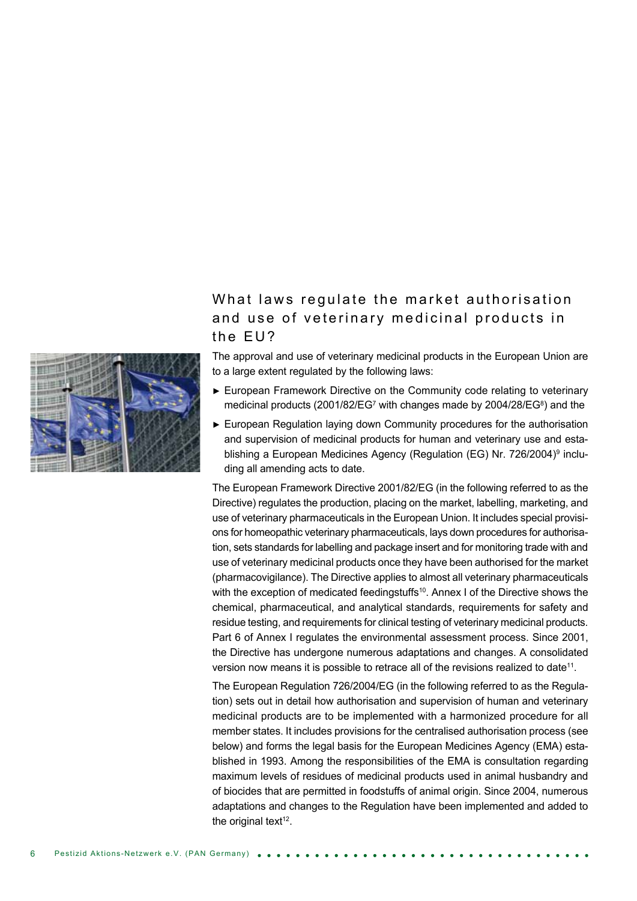## What laws regulate the market authorisation and use of veterinary medicinal products in the EU?

The approval and use of veterinary medicinal products in the European Union are to a large extent regulated by the following laws:

- European Framework Directive on the Community code relating to veterinary medicinal products (2001/82/EG[7] with changes made by 2004/28/EG[8]) and the
- European Regulation laying down Community procedures for the authorisation and supervision of medicinal products for human and veterinary use and establishing a European Medicines Agency (Regulation (EG) Nr. 726/2004)[9] including all amending acts to date.

The European Framework Directive 2001/82/EG (in the following referred to as the Directive) regulates the production, placing on the market, labelling, marketing, and use of veterinary pharmaceuticals in the European Union. It includes special provisions for homeopathic veterinary pharmaceuticals, lays down procedures for authorisation, sets standards for labelling and package insert and for monitoring trade with and use of veterinary medicinal products once they have been authorised for the market (pharmacovigilance). The Directive applies to almost all veterinary pharmaceuticals with the exception of medicated feedingstuffs[10]. Annex I of the Directive shows the chemical, pharmaceutical, and analytical standards, requirements for safety and residue testing, and requirements for clinical testing of veterinary medicinal products. Part 6 of Annex I regulates the environmental assessment process. Since 2001, the Directive has undergone numerous adaptations and changes. A consolidated version now means it is possible to retrace all of the revisions realized to date[11].

The European Regulation 726/2004/EG (in the following referred to as the Regulation) sets out in detail how authorisation and supervision of human and veterinary medicinal products are to be implemented with a harmonized procedure for all member states. It includes provisions for the centralised authorisation process (see below) and forms the legal basis for the European Medicines Agency (EMA) established in 1993. Among the responsibilities of the EMA is consultation regarding maximum levels of residues of medicinal products used in animal husbandry and of biocides that are permitted in foodstuffs of animal origin. Since 2004, numerous adaptations and changes to the Regulation have been implemented and added to the original text[12].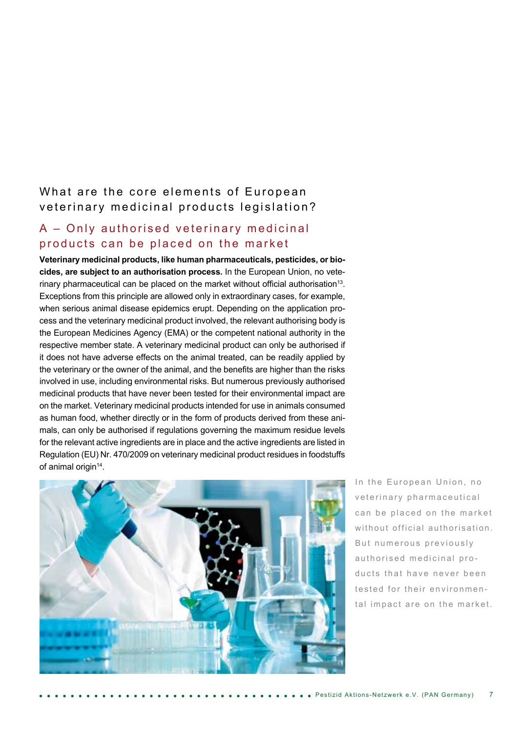## What are the core elements of European veterinary medicinal products legislation?

### A – Only authorised veterinary medicinal products can be placed on the market

**Veterinary medicinal products, like human pharmaceuticals, pesticides, or biocides, are subject to an authorisation process.** In the European Union, no veterinary pharmaceutical can be placed on the market without official authorisation[13]. Exceptions from this principle are allowed only in extraordinary cases, for example, when serious animal disease epidemics erupt. Depending on the application process and the veterinary medicinal product involved, the relevant authorising body is the European Medicines Agency (EMA) or the competent national authority in the respective member state. A veterinary medicinal product can only be authorised if it does not have adverse effects on the animal treated, can be readily applied by the veterinary or the owner of the animal, and the benefits are higher than the risks involved in use, including environmental risks. But numerous previously authorised medicinal products that have never been tested for their environmental impact are on the market. Veterinary medicinal products intended for use in animals consumed as human food, whether directly or in the form of products derived from these animals, can only be authorised if regulations governing the maximum residue levels for the relevant active ingredients are in place and the active ingredients are listed in Regulation (EU) Nr. 470/2009 on veterinary medicinal product residues in foodstuffs of animal origin[14].

In the European Union, no veterinary pharmaceutical can be placed on the market without official authorisation. But numerous previously authorised medicinal products that have never been tested for their environmental impact are on the market.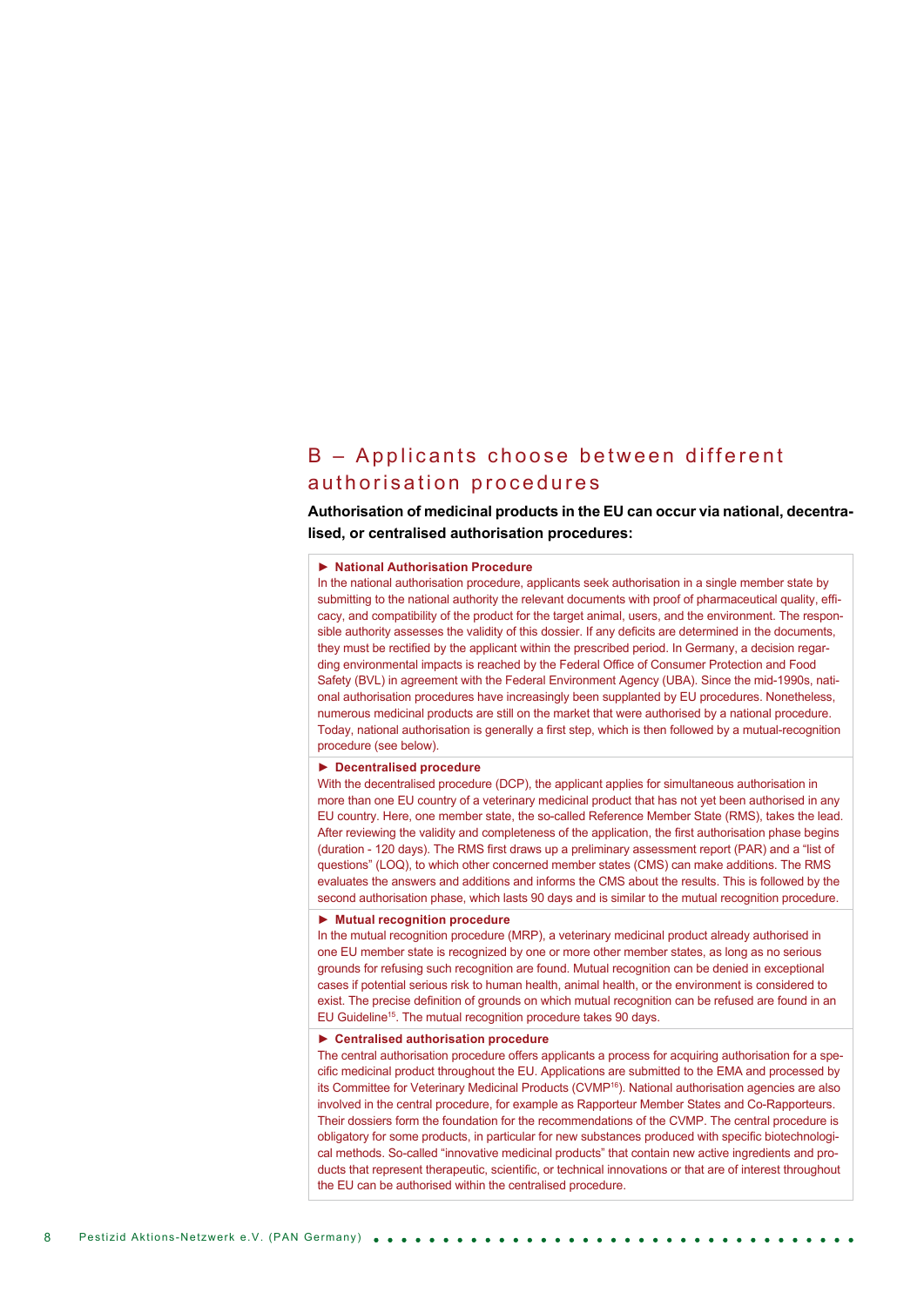## B – Applicants choose between different authorisation procedures

**Authorisation of medicinal products in the EU can occur via national, decentralised, or centralised authorisation procedures:**

**► National Authorisation Procedure**

In the national authorisation procedure, applicants seek authorisation in a single member state by submitting to the national authority the relevant documents with proof of pharmaceutical quality, efficacy, and compatibility of the product for the target animal, users, and the environment. The responsible authority assesses the validity of this dossier. If any deficits are determined in the documents, they must be rectified by the applicant within the prescribed period. In Germany, a decision regarding environmental impacts is reached by the Federal Office of Consumer Protection and Food Safety (BVL) in agreement with the Federal Environment Agency (UBA). Since the mid-1990s, national authorisation procedures have increasingly been supplanted by EU procedures. Nonetheless, numerous medicinal products are still on the market that were authorised by a national procedure. Today, national authorisation is generally a first step, which is then followed by a mutual-recognition procedure (see below).

**► Decentralised procedure**

With the decentralised procedure (DCP), the applicant applies for simultaneous authorisation in more than one EU country of a veterinary medicinal product that has not yet been authorised in any EU country. Here, one member state, the so-called Reference Member State (RMS), takes the lead. After reviewing the validity and completeness of the application, the first authorisation phase begins (duration - 120 days). The RMS first draws up a preliminary assessment report (PAR) and a "list of questions" (LOQ), to which other concerned member states (CMS) can make additions. The RMS evaluates the answers and additions and informs the CMS about the results. This is followed by the second authorisation phase, which lasts 90 days and is similar to the mutual recognition procedure.

**► Mutual recognition procedure**

In the mutual recognition procedure (MRP), a veterinary medicinal product already authorised in one EU member state is recognized by one or more other member states, as long as no serious grounds for refusing such recognition are found. Mutual recognition can be denied in exceptional cases if potential serious risk to human health, animal health, or the environment is considered to exist. The precise definition of grounds on which mutual recognition can be refused are found in an EU Guideline[15]. The mutual recognition procedure takes 90 days.

**► Centralised authorisation procedure**

The central authorisation procedure offers applicants a process for acquiring authorisation for a specific medicinal product throughout the EU. Applications are submitted to the EMA and processed by its Committee for Veterinary Medicinal Products (CVMP[16]). National authorisation agencies are also involved in the central procedure, for example as Rapporteur Member States and Co-Rapporteurs. Their dossiers form the foundation for the recommendations of the CVMP. The central procedure is obligatory for some products, in particular for new substances produced with specific biotechnological methods. So-called "innovative medicinal products" that contain new active ingredients and products that represent therapeutic, scientific, or technical innovations or that are of interest throughout the EU can be authorised within the centralised procedure.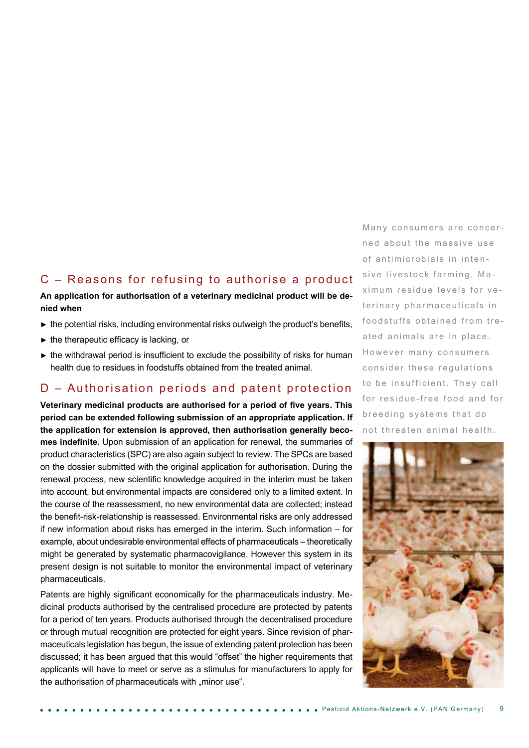## C – Reasons for refusing to authorise a product

**An application for authorisation of a veterinary medicinal product will be denied when**

- the potential risks, including environmental risks outweigh the product's benefits,
- the therapeutic efficacy is lacking, or
- the withdrawal period is insufficient to exclude the possibility of risks for human health due to residues in foodstuffs obtained from the treated animal.

## D – Authorisation periods and patent protection

**Veterinary medicinal products are authorised for a period of five years. This period can be extended following submission of an appropriate application. If the application for extension is approved, then authorisation generally becomes indefinite.** Upon submission of an application for renewal, the summaries of product characteristics (SPC) are also again subject to review. The SPCs are based on the dossier submitted with the original application for authorisation. During the renewal process, new scientific knowledge acquired in the interim must be taken into account, but environmental impacts are considered only to a limited extent. In the course of the reassessment, no new environmental data are collected; instead the benefit-risk-relationship is reassessed. Environmental risks are only addressed if new information about risks has emerged in the interim. Such information – for example, about undesirable environmental effects of pharmaceuticals – theoretically might be generated by systematic pharmacovigilance. However this system in its present design is not suitable to monitor the environmental impact of veterinary pharmaceuticals.

Patents are highly significant economically for the pharmaceuticals industry. Medicinal products authorised by the centralised procedure are protected by patents for a period of ten years. Products authorised through the decentralised procedure or through mutual recognition are protected for eight years. Since revision of pharmaceuticals legislation has begun, the issue of extending patent protection has been discussed; it has been argued that this would "offset" the higher requirements that applicants will have to meet or serve as a stimulus for manufacturers to apply for the authorisation of pharmaceuticals with „minor use".

Many consumers are concerned about the massive use of antimicrobials in intensive livestock farming. Maximum residue levels for veterinary pharmaceuticals in foodstuffs obtained from treated animals are in place. However many consumers consider these regulations to be insufficient. They call for residue-free food and for breeding systems that do not threaten animal health.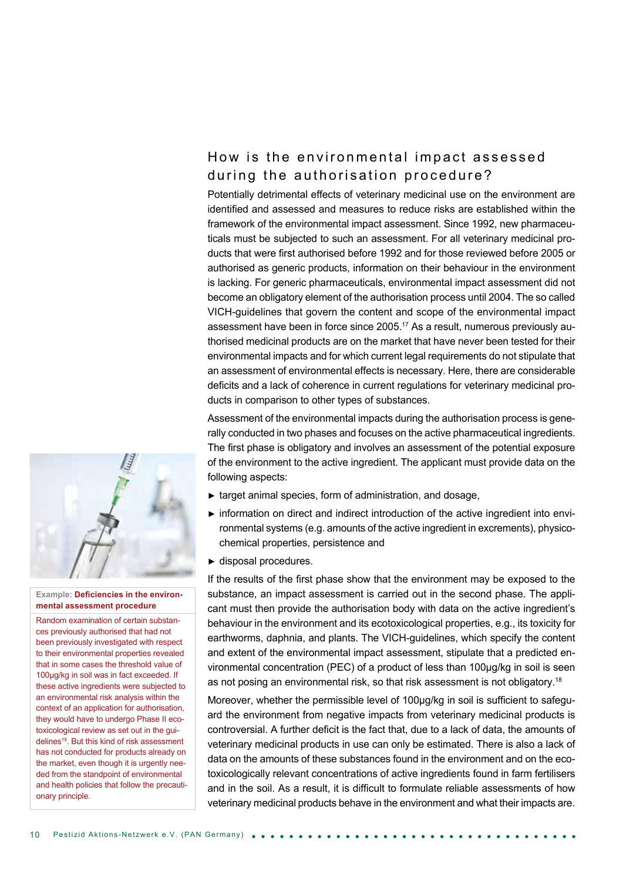## How is the environmental impact assessed during the authorisation procedure?

Potentially detrimental effects of veterinary medicinal use on the environment are identified and assessed and measures to reduce risks are established within the framework of the environmental impact assessment. Since 1992, new pharmaceuticals must be subjected to such an assessment. For all veterinary medicinal products that were first authorised before 1992 and for those reviewed before 2005 or authorised as generic products, information on their behaviour in the environment is lacking. For generic pharmaceuticals, environmental impact assessment did not become an obligatory element of the authorisation process until 2004. The so called VICH-guidelines that govern the content and scope of the environmental impact assessment have been in force since 2005.[17] As a result, numerous previously authorised medicinal products are on the market that have never been tested for their environmental impacts and for which current legal requirements do not stipulate that an assessment of environmental effects is necessary. Here, there are considerable deficits and a lack of coherence in current regulations for veterinary medicinal products in comparison to other types of substances.

Assessment of the environmental impacts during the authorisation process is generally conducted in two phases and focuses on the active pharmaceutical ingredients. The first phase is obligatory and involves an assessment of the potential exposure of the environment to the active ingredient. The applicant must provide data on the following aspects:

- target animal species, form of administration, and dosage,
- information on direct and indirect introduction of the active ingredient into environmental systems (e.g. amounts of the active ingredient in excrements), physicochemical properties, persistence and
- disposal procedures.

If the results of the first phase show that the environment may be exposed to the substance, an impact assessment is carried out in the second phase. The applicant must then provide the authorisation body with data on the active ingredient's behaviour in the environment and its ecotoxicological properties, e.g., its toxicity for earthworms, daphnia, and plants. The VICH-guidelines, which specify the content and extent of the environmental impact assessment, stipulate that a predicted environmental concentration (PEC) of a product of less than 100µg/kg in soil is seen as not posing an environmental risk, so that risk assessment is not obligatory.[18]

Moreover, whether the permissible level of 100µg/kg in soil is sufficient to safeguard the environment from negative impacts from veterinary medicinal products is controversial. A further deficit is the fact that, due to a lack of data, the amounts of veterinary medicinal products in use can only be estimated. There is also a lack of data on the amounts of these substances found in the environment and on the ecotoxicologically relevant concentrations of active ingredients found in farm fertilisers and in the soil. As a result, it is difficult to formulate reliable assessments of how veterinary medicinal products behave in the environment and what their impacts are.

**Example: Deficiencies in the environmental assessment procedure**

Random examination of certain substances previously authorised that had not been previously investigated with respect to their environmental properties revealed that in some cases the threshold value of 100µg/kg in soil was in fact exceeded. If these active ingredients were subjected to an environmental risk analysis within the context of an application for authorisation, they would have to undergo Phase II ecotoxicological review as set out in the guidelines[19]. But this kind of risk assessment has not conducted for products already on the market, even though it is urgently needed from the standpoint of environmental and health policies that follow the precautionary principle.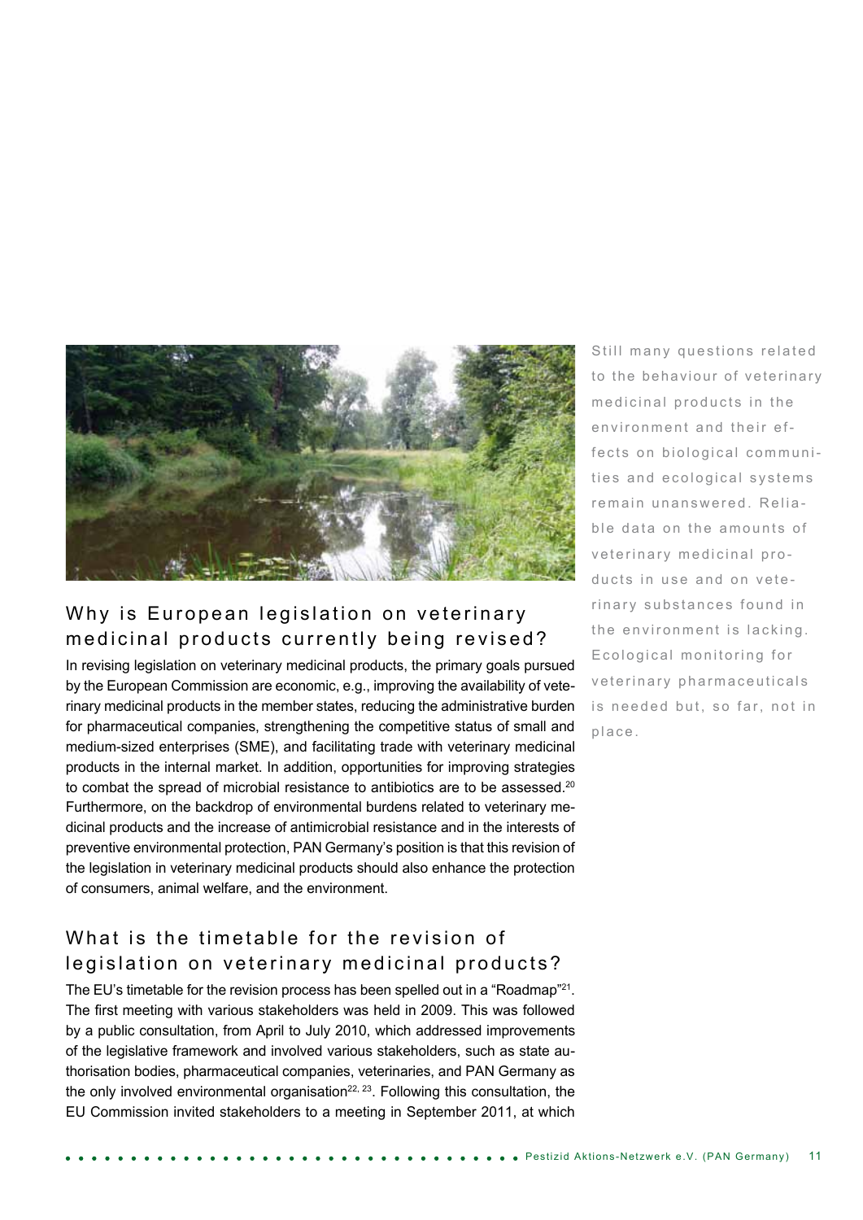Still many questions related to the behaviour of veterinary medicinal products in the environment and their effects on biological communities and ecological systems remain unanswered. Reliable data on the amounts of veterinary medicinal products in use and on veterinary substances found in the environment is lacking. Ecological monitoring for veterinary pharmaceuticals is needed but, so far, not in place.

## Why is European legislation on veterinary medicinal products currently being revised?

In revising legislation on veterinary medicinal products, the primary goals pursued by the European Commission are economic, e.g., improving the availability of veterinary medicinal products in the member states, reducing the administrative burden for pharmaceutical companies, strengthening the competitive status of small and medium-sized enterprises (SME), and facilitating trade with veterinary medicinal products in the internal market. In addition, opportunities for improving strategies to combat the spread of microbial resistance to antibiotics are to be assessed.[20] Furthermore, on the backdrop of environmental burdens related to veterinary medicinal products and the increase of antimicrobial resistance and in the interests of preventive environmental protection, PAN Germany's position is that this revision of the legislation in veterinary medicinal products should also enhance the protection of consumers, animal welfare, and the environment.

## What is the timetable for the revision of legislation on veterinary medicinal products?

The EU's timetable for the revision process has been spelled out in a "Roadmap"[21]. The first meeting with various stakeholders was held in 2009. This was followed by a public consultation, from April to July 2010, which addressed improvements of the legislative framework and involved various stakeholders, such as state authorisation bodies, pharmaceutical companies, veterinaries, and PAN Germany as the only involved environmental organisation[22, 23]. Following this consultation, the EU Commission invited stakeholders to a meeting in September 2011, at which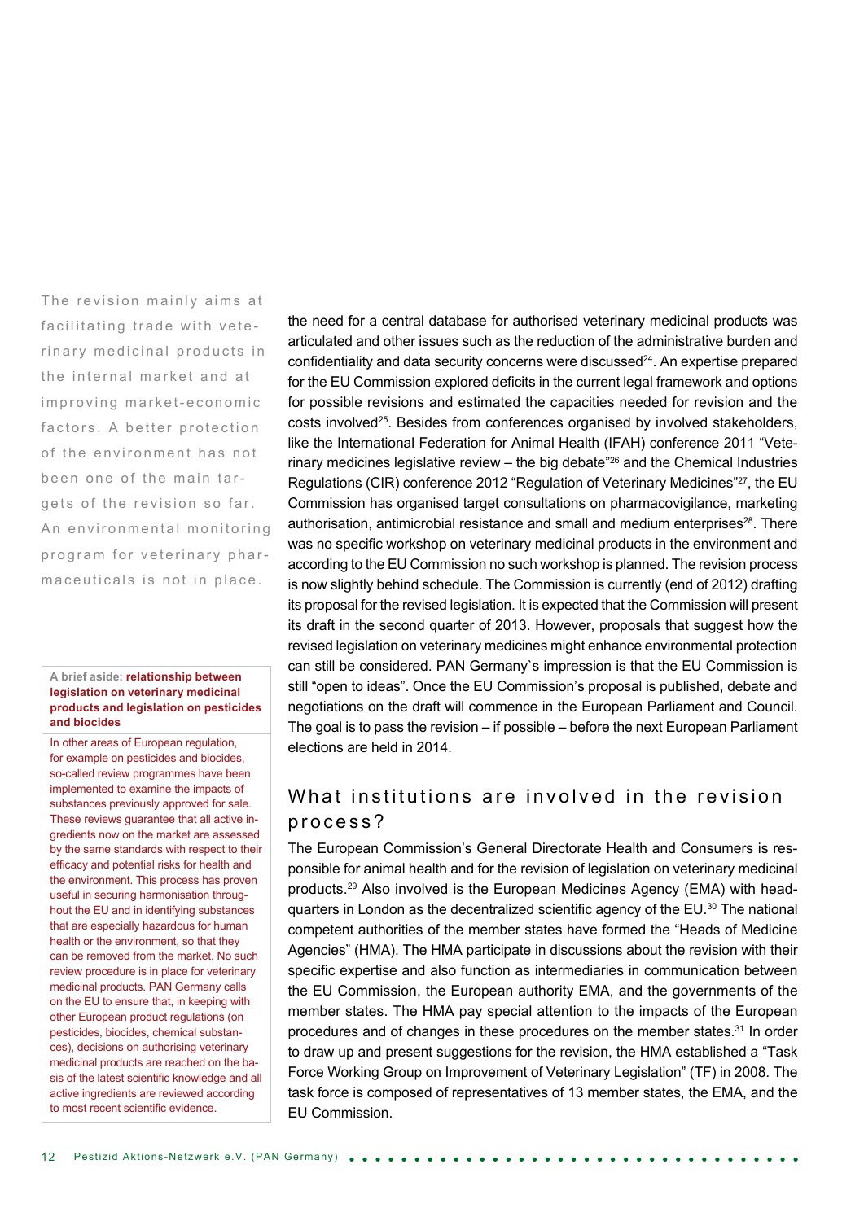The revision mainly aims at facilitating trade with veterinary medicinal products in the internal market and at improving market-economic factors. A better protection of the environment has not been one of the main targets of the revision so far. An environmental monitoring program for veterinary pharmaceuticals is not in place.

**A brief aside: relationship between legislation on veterinary medicinal products and legislation on pesticides and biocides**

In other areas of European regulation, for example on pesticides and biocides, so-called review programmes have been implemented to examine the impacts of substances previously approved for sale. These reviews guarantee that all active ingredients now on the market are assessed by the same standards with respect to their efficacy and potential risks for health and the environment. This process has proven useful in securing harmonisation throughout the EU and in identifying substances that are especially hazardous for human health or the environment, so that they can be removed from the market. No such review procedure is in place for veterinary medicinal products. PAN Germany calls on the EU to ensure that, in keeping with other European product regulations (on pesticides, biocides, chemical substances), decisions on authorising veterinary medicinal products are reached on the basis of the latest scientific knowledge and all active ingredients are reviewed according to most recent scientific evidence.

the need for a central database for authorised veterinary medicinal products was articulated and other issues such as the reduction of the administrative burden and confidentiality and data security concerns were discussed[24]. An expertise prepared for the EU Commission explored deficits in the current legal framework and options for possible revisions and estimated the capacities needed for revision and the costs involved[25]. Besides from conferences organised by involved stakeholders, like the International Federation for Animal Health (IFAH) conference 2011 "Veterinary medicines legislative review – the big debate"[26] and the Chemical Industries Regulations (CIR) conference 2012 "Regulation of Veterinary Medicines"[27], the EU Commission has organised target consultations on pharmacovigilance, marketing authorisation, antimicrobial resistance and small and medium enterprises[28]. There was no specific workshop on veterinary medicinal products in the environment and according to the EU Commission no such workshop is planned. The revision process is now slightly behind schedule. The Commission is currently (end of 2012) drafting its proposal for the revised legislation. It is expected that the Commission will present its draft in the second quarter of 2013. However, proposals that suggest how the revised legislation on veterinary medicines might enhance environmental protection can still be considered. PAN Germany`s impression is that the EU Commission is still "open to ideas". Once the EU Commission's proposal is published, debate and negotiations on the draft will commence in the European Parliament and Council. The goal is to pass the revision – if possible – before the next European Parliament elections are held in 2014.

## What institutions are involved in the revision process?

The European Commission's General Directorate Health and Consumers is responsible for animal health and for the revision of legislation on veterinary medicinal products.[29] Also involved is the European Medicines Agency (EMA) with headquarters in London as the decentralized scientific agency of the EU.[30] The national competent authorities of the member states have formed the "Heads of Medicine Agencies" (HMA). The HMA participate in discussions about the revision with their specific expertise and also function as intermediaries in communication between the EU Commission, the European authority EMA, and the governments of the member states. The HMA pay special attention to the impacts of the European procedures and of changes in these procedures on the member states.[31] In order to draw up and present suggestions for the revision, the HMA established a "Task Force Working Group on Improvement of Veterinary Legislation" (TF) in 2008. The task force is composed of representatives of 13 member states, the EMA, and the EU Commission.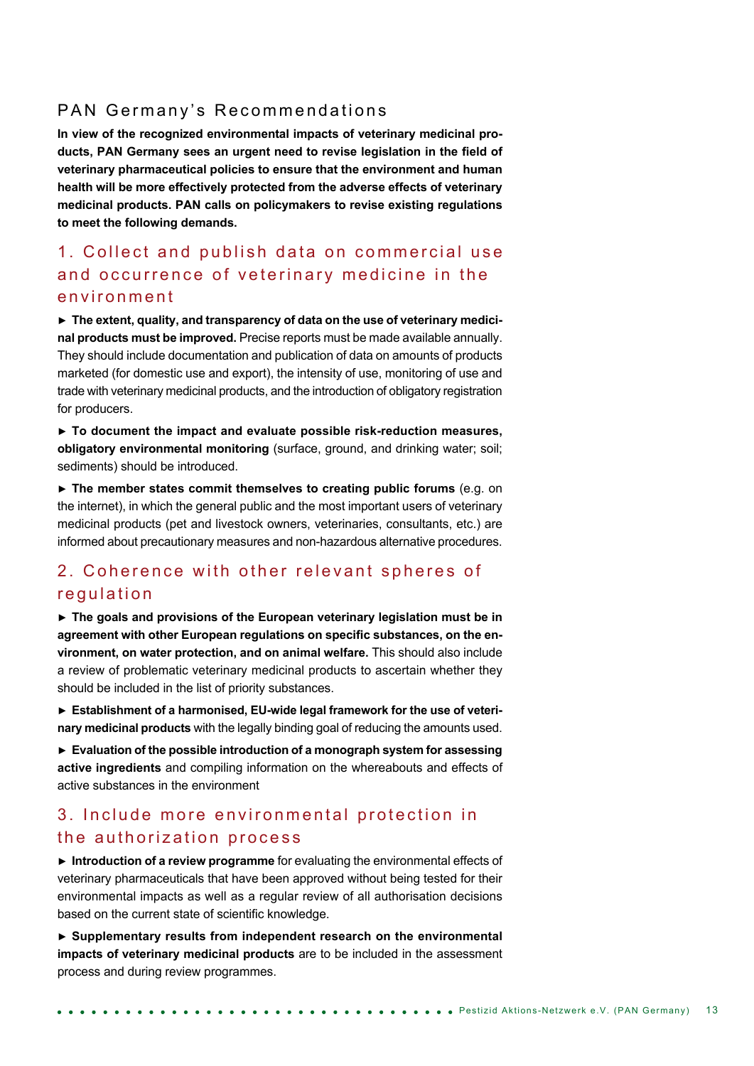## PAN Germany's Recommendations

**In view of the recognized environmental impacts of veterinary medicinal products, PAN Germany sees an urgent need to revise legislation in the field of veterinary pharmaceutical policies to ensure that the environment and human health will be more effectively protected from the adverse effects of veterinary medicinal products. PAN calls on policymakers to revise existing regulations to meet the following demands.**

### 1. Collect and publish data on commercial use and occurrence of veterinary medicine in the environment

► **The extent, quality, and transparency of data on the use of veterinary medicinal products must be improved.** Precise reports must be made available annually. They should include documentation and publication of data on amounts of products marketed (for domestic use and export), the intensity of use, monitoring of use and trade with veterinary medicinal products, and the introduction of obligatory registration for producers.

► **To document the impact and evaluate possible risk-reduction measures, obligatory environmental monitoring** (surface, ground, and drinking water; soil; sediments) should be introduced.

► **The member states commit themselves to creating public forums** (e.g. on the internet), in which the general public and the most important users of veterinary medicinal products (pet and livestock owners, veterinaries, consultants, etc.) are informed about precautionary measures and non-hazardous alternative procedures.

### 2. Coherence with other relevant spheres of regulation

► **The goals and provisions of the European veterinary legislation must be in agreement with other European regulations on specific substances, on the environment, on water protection, and on animal welfare.** This should also include a review of problematic veterinary medicinal products to ascertain whether they should be included in the list of priority substances.

► **Establishment of a harmonised, EU-wide legal framework for the use of veterinary medicinal products** with the legally binding goal of reducing the amounts used.

► **Evaluation of the possible introduction of a monograph system for assessing active ingredients** and compiling information on the whereabouts and effects of active substances in the environment

### 3. Include more environmental protection in the authorization process

► **Introduction of a review programme** for evaluating the environmental effects of veterinary pharmaceuticals that have been approved without being tested for their environmental impacts as well as a regular review of all authorisation decisions based on the current state of scientific knowledge.

► **Supplementary results from independent research on the environmental impacts of veterinary medicinal products** are to be included in the assessment process and during review programmes.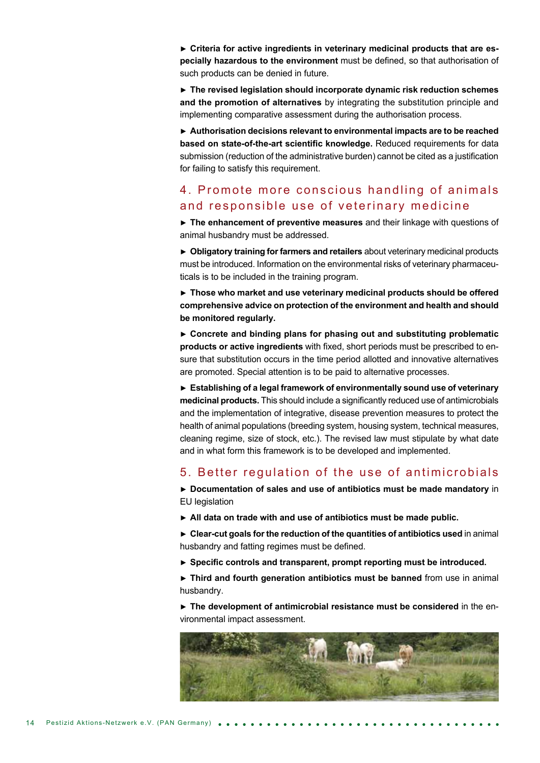► **Criteria for active ingredients in veterinary medicinal products that are especially hazardous to the environment** must be defined, so that authorisation of such products can be denied in future.

► **The revised legislation should incorporate dynamic risk reduction schemes and the promotion of alternatives** by integrating the substitution principle and implementing comparative assessment during the authorisation process.

► **Authorisation decisions relevant to environmental impacts are to be reached based on state-of-the-art scientific knowledge.** Reduced requirements for data submission (reduction of the administrative burden) cannot be cited as a justification for failing to satisfy this requirement.

## 4. Promote more conscious handling of animals and responsible use of veterinary medicine

► **The enhancement of preventive measures** and their linkage with questions of animal husbandry must be addressed.

► **Obligatory training for farmers and retailers** about veterinary medicinal products must be introduced. Information on the environmental risks of veterinary pharmaceuticals is to be included in the training program.

► **Those who market and use veterinary medicinal products should be offered comprehensive advice on protection of the environment and health and should be monitored regularly.**

► **Concrete and binding plans for phasing out and substituting problematic products or active ingredients** with fixed, short periods must be prescribed to ensure that substitution occurs in the time period allotted and innovative alternatives are promoted. Special attention is to be paid to alternative processes.

► **Establishing of a legal framework of environmentally sound use of veterinary medicinal products.** This should include a significantly reduced use of antimicrobials and the implementation of integrative, disease prevention measures to protect the health of animal populations (breeding system, housing system, technical measures, cleaning regime, size of stock, etc.). The revised law must stipulate by what date and in what form this framework is to be developed and implemented.

## 5. Better regulation of the use of antimicrobials

► **Documentation of sales and use of antibiotics must be made mandatory** in EU legislation

► **All data on trade with and use of antibiotics must be made public.**

► **Clear-cut goals for the reduction of the quantities of antibiotics used** in animal husbandry and fatting regimes must be defined.

► **Specific controls and transparent, prompt reporting must be introduced.**

► **Third and fourth generation antibiotics must be banned** from use in animal husbandry.

► **The development of antimicrobial resistance must be considered** in the environmental impact assessment.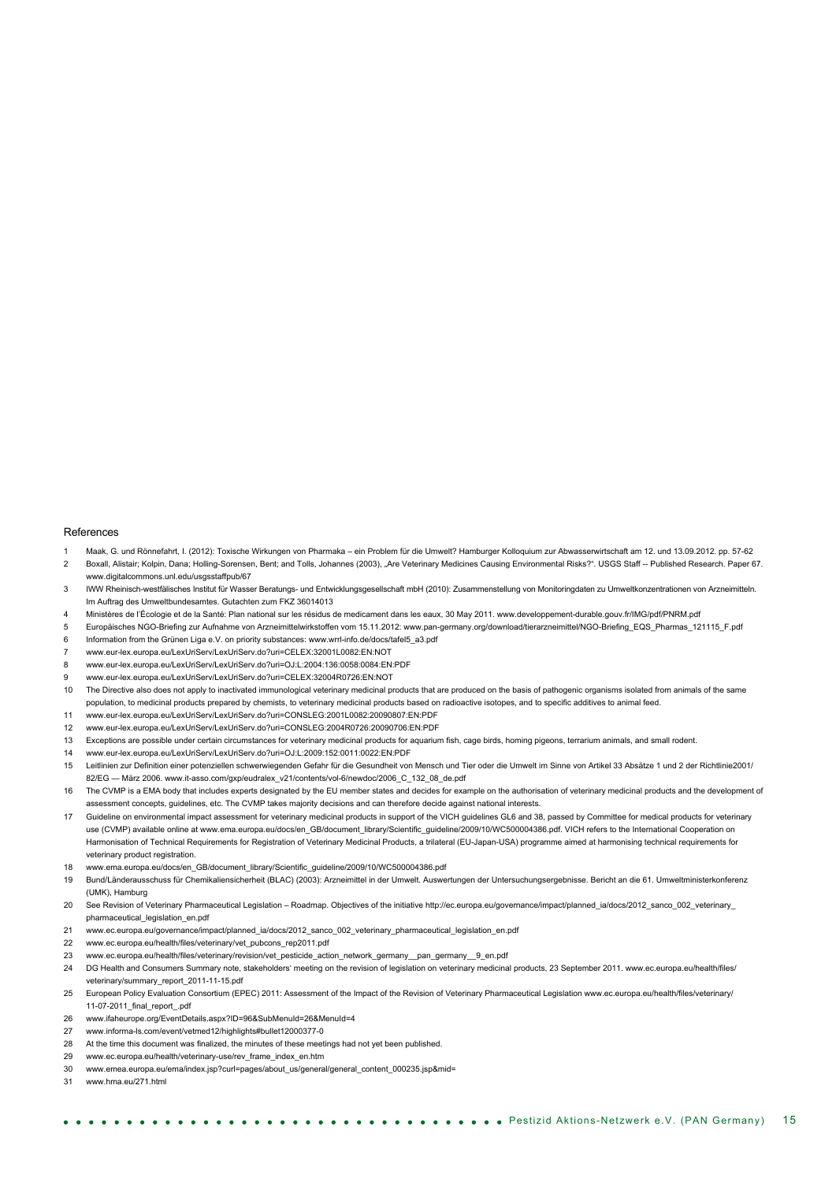## References

1. Maak, G. und Rönnefahrt, I. (2012): Toxische Wirkungen von Pharmaka – ein Problem für die Umwelt? Hamburger Kolloquium zur Abwasserwirtschaft am 12. und 13.09.2012. pp. 57-62
2. Boxall, Alistair; Kolpin, Dana; Holling-Sorensen, Bent; and Tolls, Johannes (2003), „Are Veterinary Medicines Causing Environmental Risks?". USGS Staff -- Published Research. Paper 67. www.digitalcommons.unl.edu/usgsstaffpub/67
3. IWW Rheinisch-westfälisches Institut für Wasser Beratungs- und Entwicklungsgesellschaft mbH (2010): Zusammenstellung von Monitoringdaten zu Umweltkonzentrationen von Arzneimitteln. Im Auftrag des Umweltbundesamtes. Gutachten zum FKZ 36014013
4. Ministères de l'Écologie et de la Santé: Plan national sur les résidus de medicament dans les eaux, 30 May 2011. www.developpement-durable.gouv.fr/IMG/pdf/PNRM.pdf
5. Europäisches NGO-Briefing zur Aufnahme von Arzneimittelwirkstoffen vom 15.11.2012: www.pan-germany.org/download/tierarzneimittel/NGO-Briefing_EQS_Pharmas_121115_F.pdf
6. Information from the Grünen Liga e.V. on priority substances: www.wrrl-info.de/docs/tafel5_a3.pdf
7. www.eur-lex.europa.eu/LexUriServ/LexUriServ.do?uri=CELEX:32001L0082:EN:NOT
8. www.eur-lex.europa.eu/LexUriServ/LexUriServ.do?uri=OJ:L:2004:136:0058:0084:EN:PDF
9. www.eur-lex.europa.eu/LexUriServ/LexUriServ.do?uri=CELEX:32004R0726:EN:NOT
10. The Directive also does not apply to inactivated immunological veterinary medicinal products that are produced on the basis of pathogenic organisms isolated from animals of the same population, to medicinal products prepared by chemists, to veterinary medicinal products based on radioactive isotopes, and to specific additives to animal feed.
11. www.eur-lex.europa.eu/LexUriServ/LexUriServ.do?uri=CONSLEG:2001L0082:20090807:EN:PDF
12. www.eur-lex.europa.eu/LexUriServ/LexUriServ.do?uri=CONSLEG:2004R0726:20090706:EN:PDF
13. Exceptions are possible under certain circumstances for veterinary medicinal products for aquarium fish, cage birds, homing pigeons, terrarium animals, and small rodent.
14. www.eur-lex.europa.eu/LexUriServ/LexUriServ.do?uri=OJ:L:2009:152:0011:0022:EN:PDF
15. Leitlinien zur Definition einer potenziellen schwerwiegenden Gefahr für die Gesundheit von Mensch und Tier oder die Umwelt im Sinne von Artikel 33 Absätze 1 und 2 der Richtlinie2001/ 82/EG — März 2006. www.it-asso.com/gxp/eudralex_v21/contents/vol-6/newdoc/2006_C_132_08_de.pdf
16. The CVMP is a EMA body that includes experts designated by the EU member states and decides for example on the authorisation of veterinary medicinal products and the development of assessment concepts, guidelines, etc. The CVMP takes majority decisions and can therefore decide against national interests.
17. Guideline on environmental impact assessment for veterinary medicinal products in support of the VICH guidelines GL6 and 38, passed by Committee for medical products for veterinary use (CVMP) available online at www.ema.europa.eu/docs/en_GB/document_library/Scientific_guideline/2009/10/WC500004386.pdf. VICH refers to the International Cooperation on Harmonisation of Technical Requirements for Registration of Veterinary Medicinal Products, a trilateral (EU-Japan-USA) programme aimed at harmonising technical requirements for veterinary product registration.
18. www.ema.europa.eu/docs/en_GB/document_library/Scientific_guideline/2009/10/WC500004386.pdf
19. Bund/Länderausschuss für Chemikaliensicherheit (BLAC) (2003): Arzneimittel in der Umwelt. Auswertungen der Untersuchungsergebnisse. Bericht an die 61. Umweltministerkonferenz (UMK), Hamburg
20. See Revision of Veterinary Pharmaceutical Legislation – Roadmap. Objectives of the initiative http://ec.europa.eu/governance/impact/planned_ia/docs/2012_sanco_002_veterinary_ pharmaceutical_legislation_en.pdf
21. www.ec.europa.eu/governance/impact/planned_ia/docs/2012_sanco_002_veterinary_pharmaceutical_legislation_en.pdf
22. www.ec.europa.eu/health/files/veterinary/vet_pubcons_rep2011.pdf
23. www.ec.europa.eu/health/files/veterinary/revision/vet_pesticide_action_network_germany__pan_germany__9_en.pdf
24. DG Health and Consumers Summary note, stakeholders' meeting on the revision of legislation on veterinary medicinal products, 23 September 2011. www.ec.europa.eu/health/files/ veterinary/summary_report_2011-11-15.pdf
25. European Policy Evaluation Consortium (EPEC) 2011: Assessment of the Impact of the Revision of Veterinary Pharmaceutical Legislation www.ec.europa.eu/health/files/veterinary/ 11-07-2011_final_report_.pdf
26. www.ifaheurope.org/EventDetails.aspx?ID=96&SubMenuId=26&MenuId=4
27. www.informa-ls.com/event/vetmed12/highlights#bullet12000377-0
28. At the time this document was finalized, the minutes of these meetings had not yet been published.
29. www.ec.europa.eu/health/veterinary-use/rev_frame_index_en.htm
30. www.emea.europa.eu/ema/index.jsp?curl=pages/about_us/general/general_content_000235.jsp&mid=
31. www.hma.eu/271.html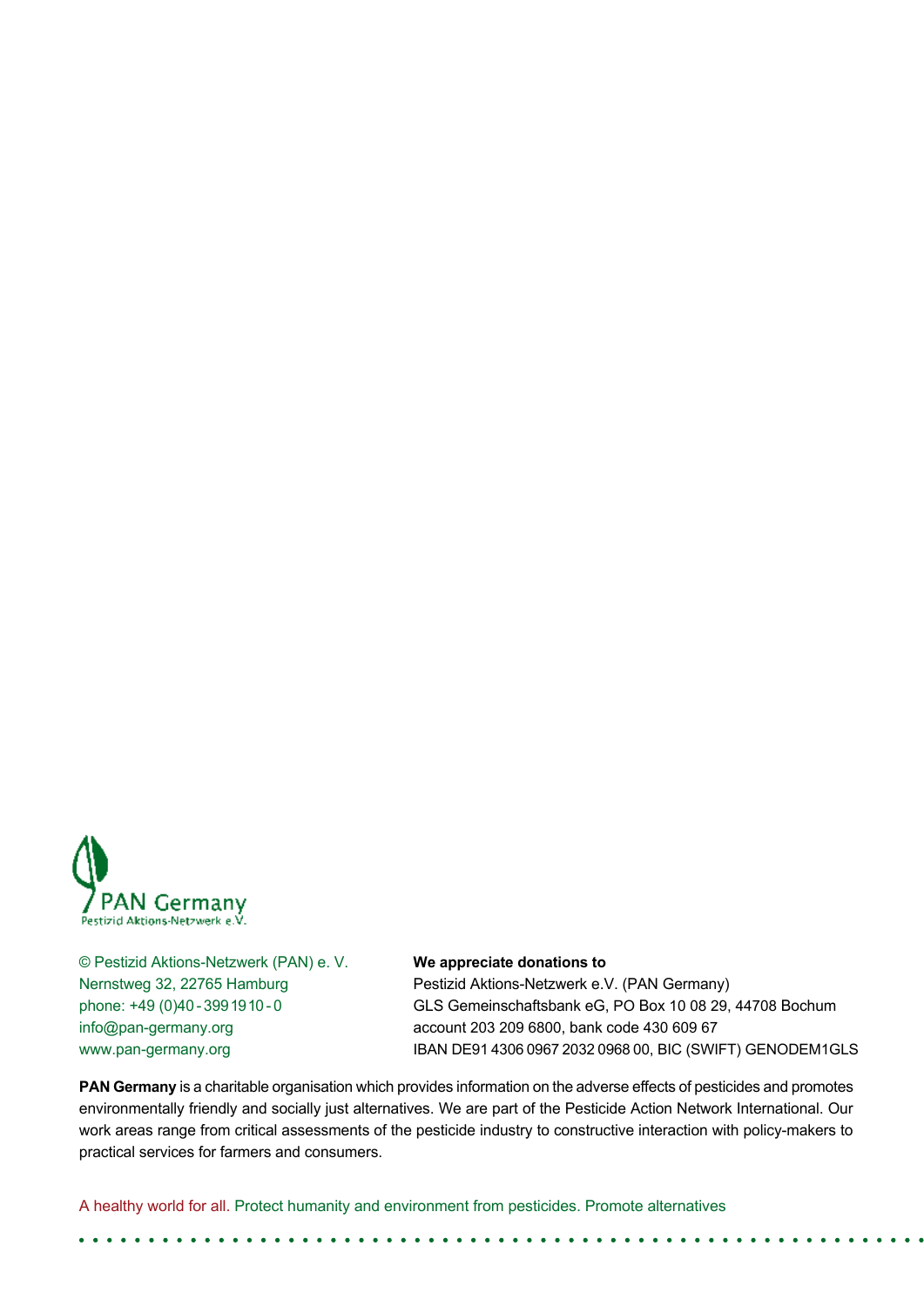PAN Germany
Pestizid Aktions-Netzwerk e.V.

© Pestizid Aktions-Netzwerk (PAN) e. V.
Nernstweg 32, 22765 Hamburg
phone: +49 (0)40 - 399 19 10 - 0
info@pan-germany.org
www.pan-germany.org

**We appreciate donations to**
Pestizid Aktions-Netzwerk e.V. (PAN Germany)
GLS Gemeinschaftsbank eG, PO Box 10 08 29, 44708 Bochum
account 203 209 6800, bank code 430 609 67
IBAN DE91 4306 0967 2032 0968 00, BIC (SWIFT) GENODEM1GLS

**PAN Germany** is a charitable organisation which provides information on the adverse effects of pesticides and promotes environmentally friendly and socially just alternatives. We are part of the Pesticide Action Network International. Our work areas range from critical assessments of the pesticide industry to constructive interaction with policy-makers to practical services for farmers and consumers.

A healthy world for all. Protect humanity and environment from pesticides. Promote alternatives